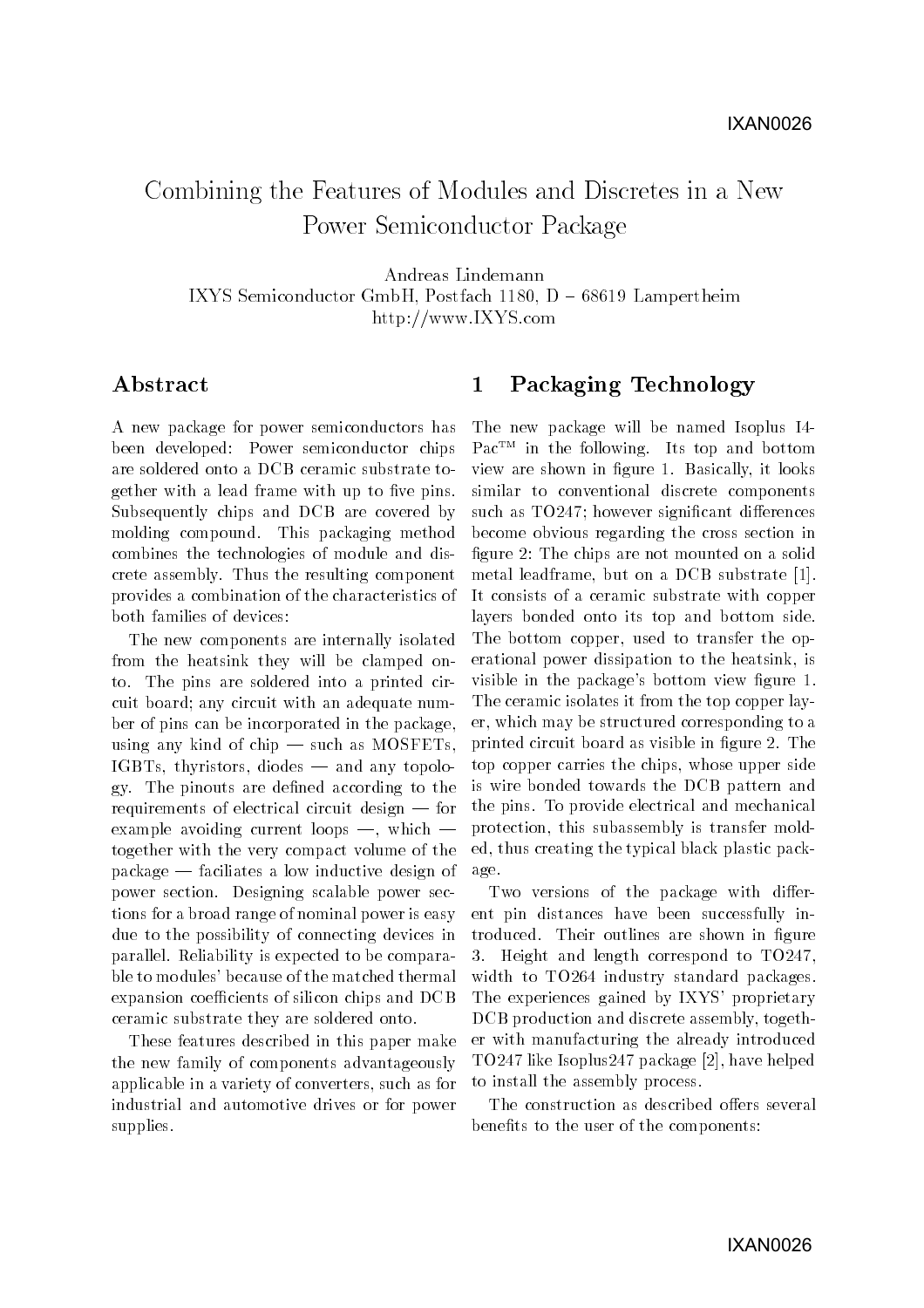# Combining the Features of Modules and Discretes in a New Power Semiconductor Package

Andreas Lindemann
IXYS Semiconductor GmbH, Postfach 1180, D – 68619 Lampertheim
http://www.IXYS.com

## Abstract

A new package for power semiconductors has been developed: Power semiconductor chips are soldered onto a DCB ceramic substrate together with a lead frame with up to five pins. Subsequently chips and DCB are covered by molding compound. This packaging method combines the technologies of module and discrete assembly. Thus the resulting component provides a combination of the characteristics of both families of devices:

The new components are internally isolated from the heatsink they will be clamped onto. The pins are soldered into a printed circuit board; any circuit with an adequate number of pins can be incorporated in the package, using any kind of chip — such as MOSFETs, IGBTs, thyristors, diodes — and any topology. The pinouts are defined according to the requirements of electrical circuit design — for example avoiding current loops —, which — together with the very compact volume of the package — faciliates a low inductive design of power section. Designing scalable power sections for a broad range of nominal power is easy due to the possibility of connecting devices in parallel. Reliability is expected to be comparable to modules' because of the matched thermal expansion coefficients of silicon chips and DCB ceramic substrate they are soldered onto.

These features described in this paper make the new family of components advantageously applicable in a variety of converters, such as for industrial and automotive drives or for power supplies.

## 1 Packaging Technology

The new package will be named Isoplus I4-Pac™ in the following. Its top and bottom view are shown in figure 1. Basically, it looks similar to conventional discrete components such as TO247; however significant differences become obvious regarding the cross section in figure 2: The chips are not mounted on a solid metal leadframe, but on a DCB substrate [1]. It consists of a ceramic substrate with copper layers bonded onto its top and bottom side. The bottom copper, used to transfer the operational power dissipation to the heatsink, is visible in the package's bottom view figure 1. The ceramic isolates it from the top copper layer, which may be structured corresponding to a printed circuit board as visible in figure 2. The top copper carries the chips, whose upper side is wire bonded towards the DCB pattern and the pins. To provide electrical and mechanical protection, this subassembly is transfer molded, thus creating the typical black plastic package.

Two versions of the package with different pin distances have been successfully introduced. Their outlines are shown in figure 3. Height and length correspond to TO247, width to TO264 industry standard packages. The experiences gained by IXYS' proprietary DCB production and discrete assembly, together with manufacturing the already introduced TO247 like Isoplus247 package [2], have helped to install the assembly process.

The construction as described offers several benefits to the user of the components: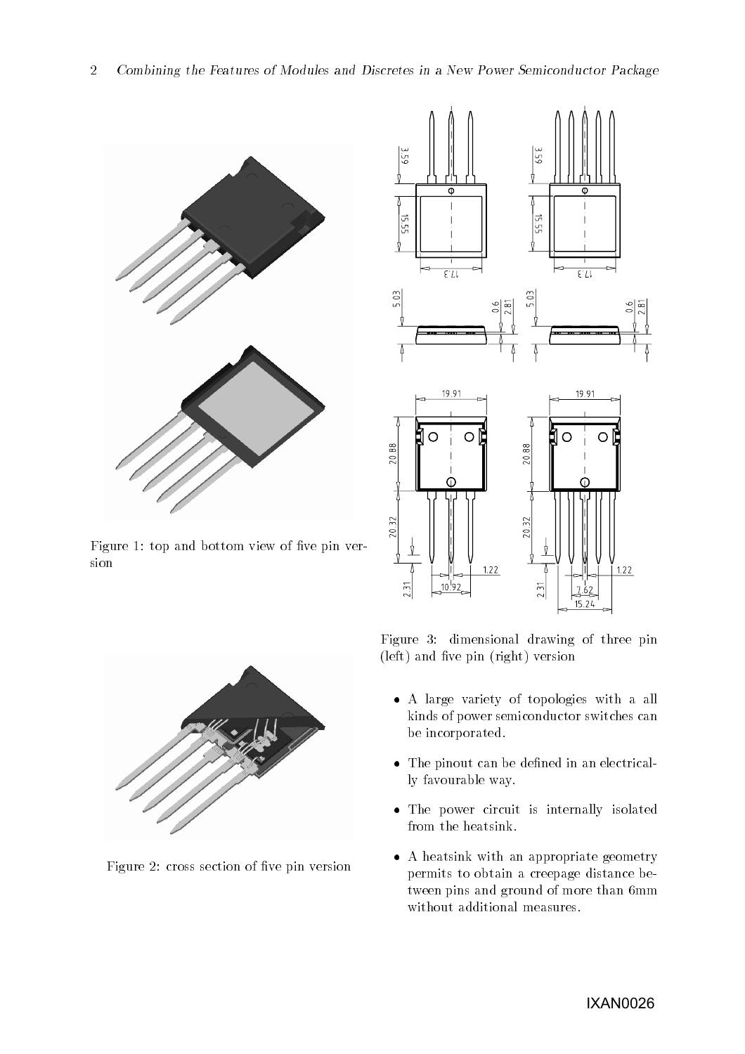Figure 1: top and bottom view of five pin version

Figure 2: cross section of five pin version

Figure 3: dimensional drawing of three pin (left) and five pin (right) version

- A large variety of topologies with a all kinds of power semiconductor switches can be incorporated.
- The pinout can be defined in an electrically favourable way.
- The power circuit is internally isolated from the heatsink.
- A heatsink with an appropriate geometry permits to obtain a creepage distance between pins and ground of more than 6mm without additional measures.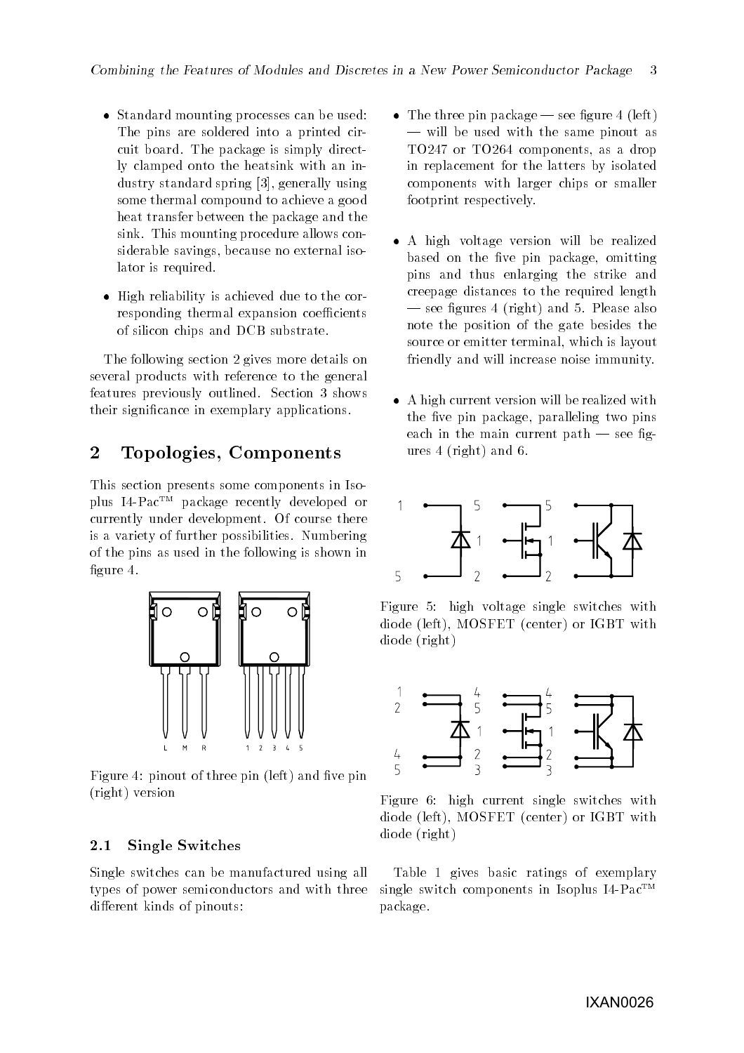- Standard mounting processes can be used: The pins are soldered into a printed circuit board. The package is simply directly clamped onto the heatsink with an industry standard spring [3], generally using some thermal compound to achieve a good heat transfer between the package and the sink. This mounting procedure allows considerable savings, because no external isolator is required.
- High reliability is achieved due to the corresponding thermal expansion coefficients of silicon chips and DCB substrate.

The following section 2 gives more details on several products with reference to the general features previously outlined. Section 3 shows their significance in exemplary applications.

## 2 Topologies, Components

This section presents some components in Isoplus I4-Pac™ package recently developed or currently under development. Of course there is a variety of further possibilities. Numbering of the pins as used in the following is shown in figure 4.

Figure 4: pinout of three pin (left) and five pin (right) version

### 2.1 Single Switches

Single switches can be manufactured using all types of power semiconductors and with three different kinds of pinouts:

- The three pin package — see figure 4 (left) — will be used with the same pinout as TO247 or TO264 components, as a drop in replacement for the latters by isolated components with larger chips or smaller footprint respectively.
- A high voltage version will be realized based on the five pin package, omitting pins and thus enlarging the strike and creepage distances to the required length — see figures 4 (right) and 5. Please also note the position of the gate besides the source or emitter terminal, which is layout friendly and will increase noise immunity.
- A high current version will be realized with the five pin package, paralleling two pins each in the main current path — see figures 4 (right) and 6.

Figure 5: high voltage single switches with diode (left), MOSFET (center) or IGBT with diode (right)

Figure 6: high current single switches with diode (left), MOSFET (center) or IGBT with diode (right)

Table 1 gives basic ratings of exemplary single switch components in Isoplus I4-Pac™ package.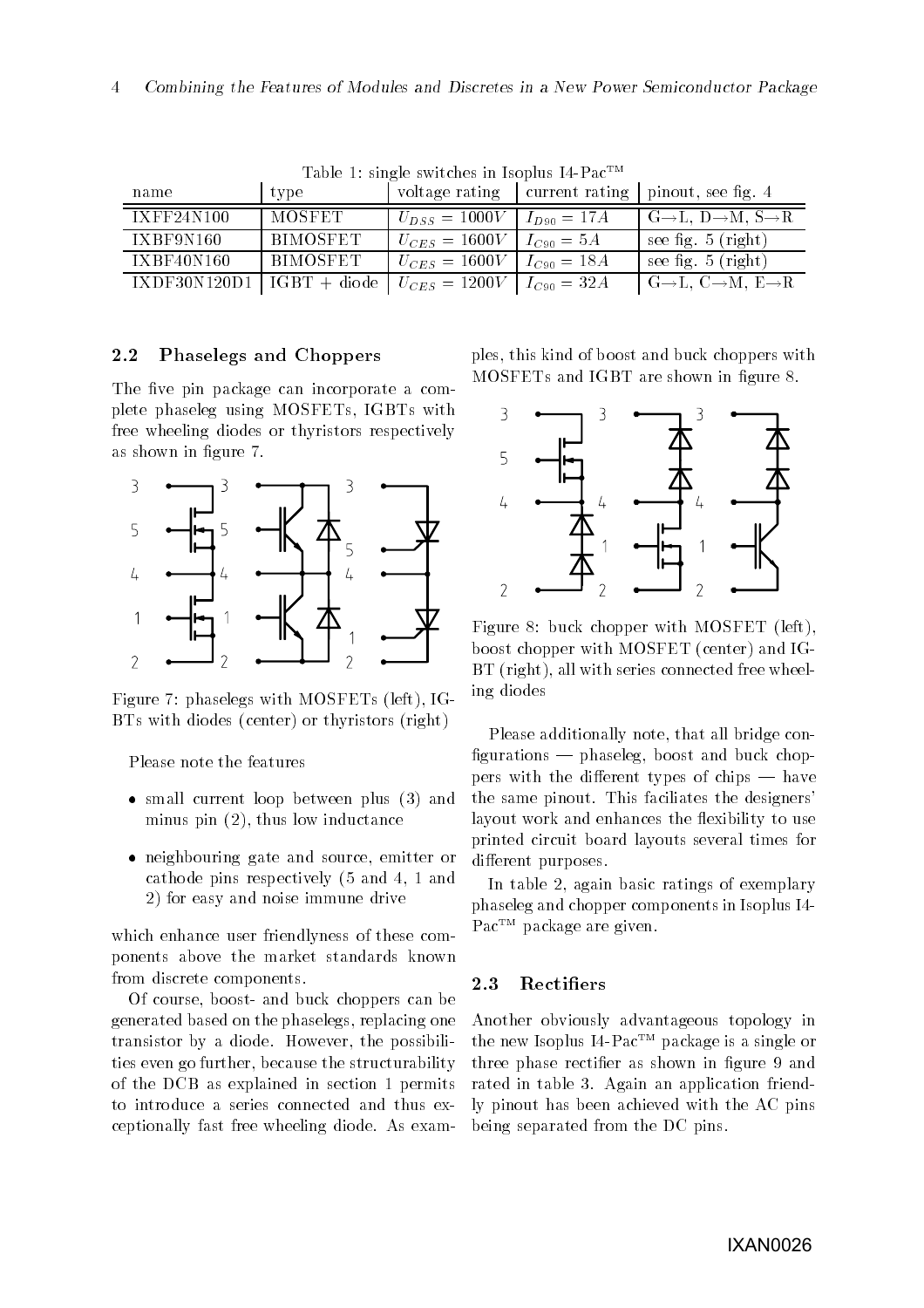Table 1: single switches in Isoplus I4-Pac™

| name | type | voltage rating | current rating | pinout, see fig. 4 |
|---|---|---|---|---|
| IXFF24N100 | MOSFET | $U_{DSS} = 1000V$ | $I_{D90} = 17A$ | G→L, D→M, S→R |
| IXBF9N160 | BIMOSFET | $U_{CES} = 1600V$ | $I_{C90} = 5A$ | see fig. 5 (right) |
| IXBF40N160 | BIMOSFET | $U_{CES} = 1600V$ | $I_{C90} = 18A$ | see fig. 5 (right) |
| IXDF30N120D1 | IGBT + diode | $U_{CES} = 1200V$ | $I_{C90} = 32A$ | G→L, C→M, E→R |

### 2.2 Phaselegs and Choppers

The five pin package can incorporate a complete phaseleg using MOSFETs, IGBTs with free wheeling diodes or thyristors respectively as shown in figure 7.

Figure 7: phaselegs with MOSFETs (left), IGBTs with diodes (center) or thyristors (right)

Please note the features

- small current loop between plus (3) and minus pin (2), thus low inductance
- neighbouring gate and source, emitter or cathode pins respectively (5 and 4, 1 and 2) for easy and noise immune drive

which enhance user friendlyness of these components above the market standards known from discrete components.

Of course, boost- and buck choppers can be generated based on the phaselegs, replacing one transistor by a diode. However, the possibilities even go further, because the structurability of the DCB as explained in section 1 permits to introduce a series connected and thus exceptionally fast free wheeling diode. As examples, this kind of boost and buck choppers with MOSFETs and IGBT are shown in figure 8.

Figure 8: buck chopper with MOSFET (left), boost chopper with MOSFET (center) and IGBT (right), all with series connected free wheeling diodes

Please additionally note, that all bridge configurations — phaseleg, boost and buck choppers with the different types of chips — have the same pinout. This faciliates the designers' layout work and enhances the flexibility to use printed circuit board layouts several times for different purposes.

In table 2, again basic ratings of exemplary phaseleg and chopper components in Isoplus I4-Pac™ package are given.

### 2.3 Rectifiers

Another obviously advantageous topology in the new Isoplus I4-Pac™ package is a single or three phase rectifier as shown in figure 9 and rated in table 3. Again an application friendly pinout has been achieved with the AC pins being separated from the DC pins.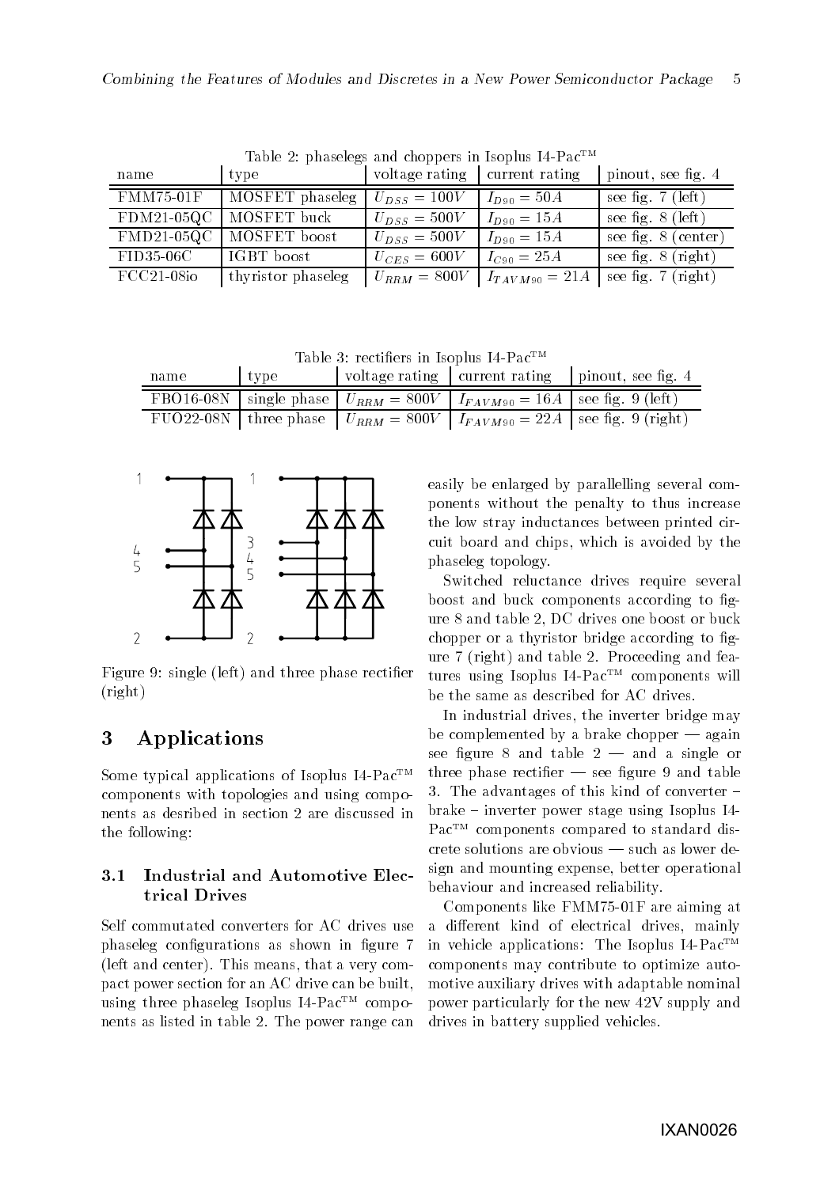Table 2: phaselegs and choppers in Isoplus I4-Pac™

| name | type | voltage rating | current rating | pinout, see fig. 4 |
|---|---|---|---|---|
| FMM75-01F | MOSFET phaseleg | $U_{DSS} = 100V$ | $I_{D90} = 50A$ | see fig. 7 (left) |
| FDM21-05QC | MOSFET buck | $U_{DSS} = 500V$ | $I_{D90} = 15A$ | see fig. 8 (left) |
| FMD21-05QC | MOSFET boost | $U_{DSS} = 500V$ | $I_{D90} = 15A$ | see fig. 8 (center) |
| FID35-06C | IGBT boost | $U_{CES} = 600V$ | $I_{C90} = 25A$ | see fig. 8 (right) |
| FCC21-08io | thyristor phaseleg | $U_{RRM} = 800V$ | $I_{TAVM90} = 21A$ | see fig. 7 (right) |

Table 3: rectifiers in Isoplus I4-Pac™

| name | type | voltage rating | current rating | pinout, see fig. 4 |
|---|---|---|---|---|
| FBO16-08N | single phase | $U_{RRM} = 800V$ | $I_{FAVM90} = 16A$ | see fig. 9 (left) |
| FUO22-08N | three phase | $U_{RRM} = 800V$ | $I_{FAVM90} = 22A$ | see fig. 9 (right) |

Figure 9: single (left) and three phase rectifier (right)

## 3 Applications

Some typical applications of Isoplus I4-Pac™ components with topologies and using components as desribed in section 2 are discussed in the following:

### 3.1 Industrial and Automotive Electrical Drives

Self commutated converters for AC drives use phaseleg configurations as shown in figure 7 (left and center). This means, that a very compact power section for an AC drive can be built, using three phaseleg Isoplus I4-Pac™ components as listed in table 2. The power range can easily be enlarged by parallelling several components without the penalty to thus increase the low stray inductances between printed circuit board and chips, which is avoided by the phaseleg topology.

Switched reluctance drives require several boost and buck components according to figure 8 and table 2, DC drives one boost or buck chopper or a thyristor bridge according to figure 7 (right) and table 2. Proceeding and features using Isoplus I4-Pac™ components will be the same as described for AC drives.

In industrial drives, the inverter bridge may be complemented by a brake chopper — again see figure 8 and table 2 — and a single or three phase rectifier — see figure 9 and table 3. The advantages of this kind of converter – brake – inverter power stage using Isoplus I4-Pac™ components compared to standard discrete solutions are obvious — such as lower design and mounting expense, better operational behaviour and increased reliability.

Components like FMM75-01F are aiming at a different kind of electrical drives, mainly in vehicle applications: The Isoplus I4-Pac™ components may contribute to optimize automotive auxiliary drives with adaptable nominal power particularly for the new 42V supply and drives in battery supplied vehicles.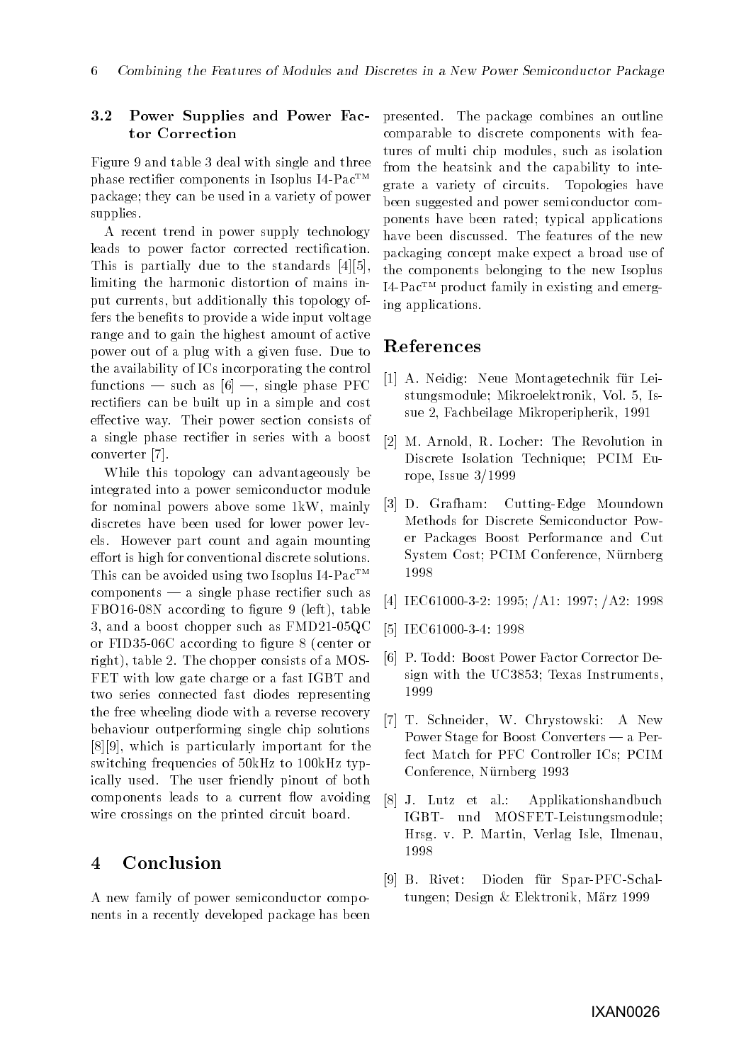### 3.2 Power Supplies and Power Factor Correction

Figure 9 and table 3 deal with single and three phase rectifier components in Isoplus I4-Pac™ package; they can be used in a variety of power supplies.

A recent trend in power supply technology leads to power factor corrected rectification. This is partially due to the standards [4][5], limiting the harmonic distortion of mains input currents, but additionally this topology offers the benefits to provide a wide input voltage range and to gain the highest amount of active power out of a plug with a given fuse. Due to the availability of ICs incorporating the control functions — such as [6] —, single phase PFC rectifiers can be built up in a simple and cost effective way. Their power section consists of a single phase rectifier in series with a boost converter [7].

While this topology can advantageously be integrated into a power semiconductor module for nominal powers above some 1kW, mainly discretes have been used for lower power levels. However part count and again mounting effort is high for conventional discrete solutions. This can be avoided using two Isoplus I4-Pac™ components — a single phase rectifier such as FBO16-08N according to figure 9 (left), table 3, and a boost chopper such as FMD21-05QC or FID35-06C according to figure 8 (center or right), table 2. The chopper consists of a MOSFET with low gate charge or a fast IGBT and two series connected fast diodes representing the free wheeling diode with a reverse recovery behaviour outperforming single chip solutions [8][9], which is particularly important for the switching frequencies of 50kHz to 100kHz typically used. The user friendly pinout of both components leads to a current flow avoiding wire crossings on the printed circuit board.

## 4 Conclusion

A new family of power semiconductor components in a recently developed package has been presented. The package combines an outline comparable to discrete components with features of multi chip modules, such as isolation from the heatsink and the capability to integrate a variety of circuits. Topologies have been suggested and power semiconductor components have been rated; typical applications have been discussed. The features of the new packaging concept make expect a broad use of the components belonging to the new Isoplus I4-Pac™ product family in existing and emerging applications.

## References

[1] A. Neidig: Neue Montagetechnik für Leistungsmodule; Mikroelektronik, Vol. 5, Issue 2, Fachbeilage Mikroperipherik, 1991

[2] M. Arnold, R. Locher: The Revolution in Discrete Isolation Technique; PCIM Europe, Issue 3/1999

[3] D. Grafham: Cutting-Edge Moundown Methods for Discrete Semiconductor Power Packages Boost Performance and Cut System Cost; PCIM Conference, Nürnberg 1998

[4] IEC61000-3-2: 1995; /A1: 1997; /A2: 1998

[5] IEC61000-3-4: 1998

[6] P. Todd: Boost Power Factor Corrector Design with the UC3853; Texas Instruments, 1999

[7] T. Schneider, W. Chrystowski: A New Power Stage for Boost Converters — a Perfect Match for PFC Controller ICs; PCIM Conference, Nürnberg 1993

[8] J. Lutz et al.: Applikationshandbuch IGBT- und MOSFET-Leistungsmodule; Hrsg. v. P. Martin, Verlag Isle, Ilmenau, 1998

[9] B. Rivet: Dioden für Spar-PFC-Schaltungen; Design & Elektronik, März 1999